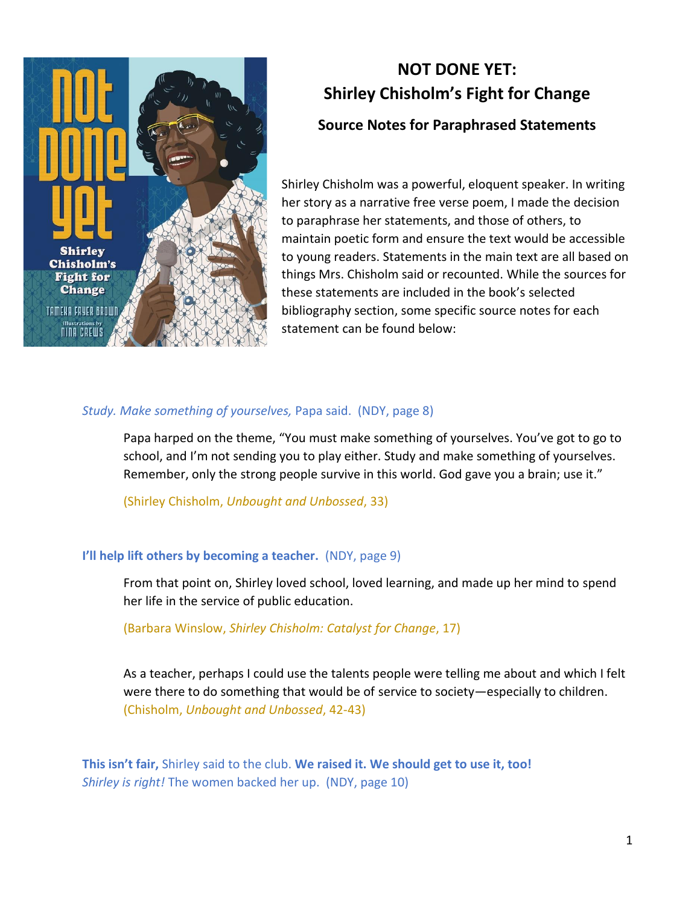# NOT DONE YET: Shirley Chisholm's Fight for Change

## Source Notes for Paraphrased Statements

Shirley Chisholm was a powerful, eloquent speaker. In writing her story as a narrative free verse poem, I made the decision to paraphrase her statements, and those of others, to maintain poetic form and ensure the text would be accessible to young readers. Statements in the main text are all based on things Mrs. Chisholm said or recounted. While the sources for these statements are included in the book's selected bibliography section, some specific source notes for each statement can be found below:

*Study. Make something of yourselves,* Papa said. (NDY, page 8)

> Papa harped on the theme, "You must make something of yourselves. You've got to go to school, and I'm not sending you to play either. Study and make something of yourselves. Remember, only the strong people survive in this world. God gave you a brain; use it."
>
> (Shirley Chisholm, *Unbought and Unbossed*, 33)

**I'll help lift others by becoming a teacher.** (NDY, page 9)

> From that point on, Shirley loved school, loved learning, and made up her mind to spend her life in the service of public education.
>
> (Barbara Winslow, *Shirley Chisholm: Catalyst for Change*, 17)
>
> As a teacher, perhaps I could use the talents people were telling me about and which I felt were there to do something that would be of service to society—especially to children. (Chisholm, *Unbought and Unbossed*, 42-43)

**This isn't fair,** Shirley said to the club. **We raised it. We should get to use it, too!** *Shirley is right!* The women backed her up. (NDY, page 10)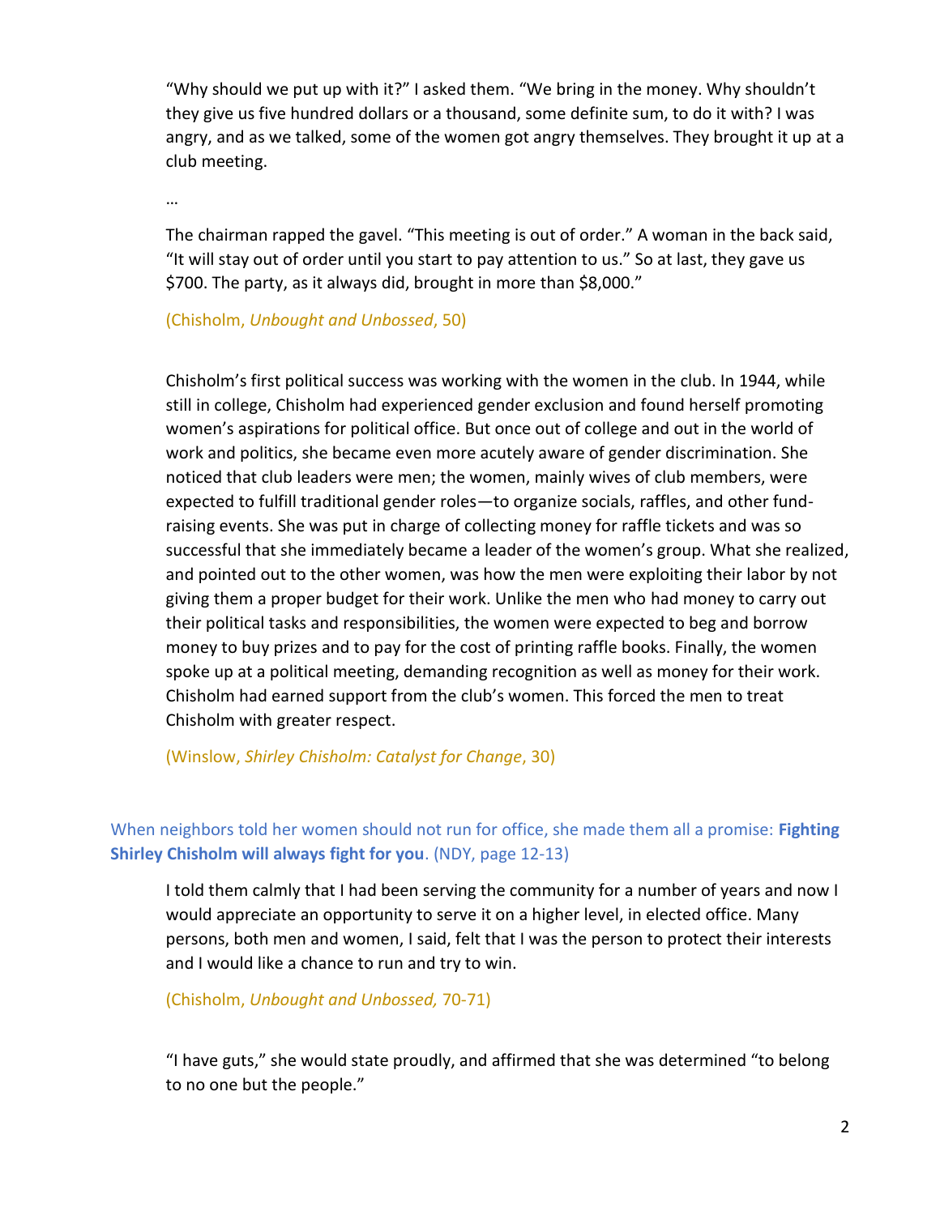"Why should we put up with it?" I asked them. "We bring in the money. Why shouldn't they give us five hundred dollars or a thousand, some definite sum, to do it with? I was angry, and as we talked, some of the women got angry themselves. They brought it up at a club meeting.

…

The chairman rapped the gavel. "This meeting is out of order." A woman in the back said, "It will stay out of order until you start to pay attention to us." So at last, they gave us $700. The party, as it always did, brought in more than $8,000."

(Chisholm, *Unbought and Unbossed*, 50)

Chisholm's first political success was working with the women in the club. In 1944, while still in college, Chisholm had experienced gender exclusion and found herself promoting women's aspirations for political office. But once out of college and out in the world of work and politics, she became even more acutely aware of gender discrimination. She noticed that club leaders were men; the women, mainly wives of club members, were expected to fulfill traditional gender roles—to organize socials, raffles, and other fund-raising events. She was put in charge of collecting money for raffle tickets and was so successful that she immediately became a leader of the women's group. What she realized, and pointed out to the other women, was how the men were exploiting their labor by not giving them a proper budget for their work. Unlike the men who had money to carry out their political tasks and responsibilities, the women were expected to beg and borrow money to buy prizes and to pay for the cost of printing raffle books. Finally, the women spoke up at a political meeting, demanding recognition as well as money for their work. Chisholm had earned support from the club's women. This forced the men to treat Chisholm with greater respect.

(Winslow, *Shirley Chisholm: Catalyst for Change*, 30)

When neighbors told her women should not run for office, she made them all a promise: **Fighting Shirley Chisholm will always fight for you**. (NDY, page 12-13)

I told them calmly that I had been serving the community for a number of years and now I would appreciate an opportunity to serve it on a higher level, in elected office. Many persons, both men and women, I said, felt that I was the person to protect their interests and I would like a chance to run and try to win.

(Chisholm, *Unbought and Unbossed,* 70-71)

"I have guts," she would state proudly, and affirmed that she was determined "to belong to no one but the people."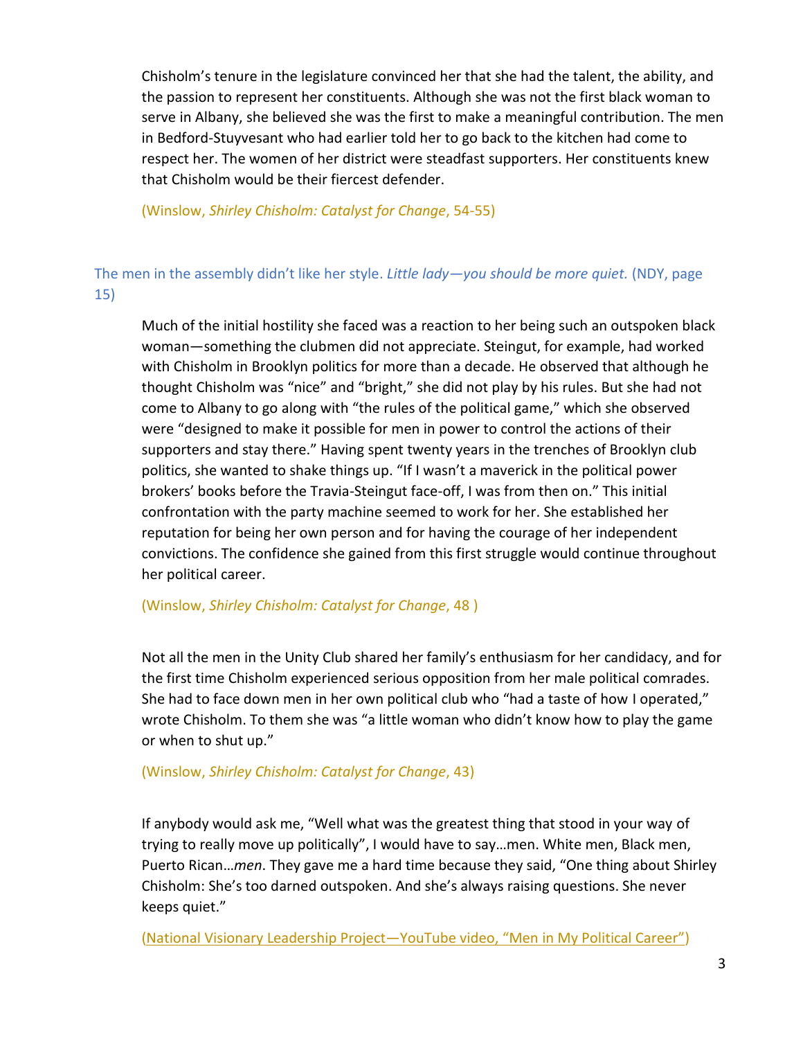> Chisholm's tenure in the legislature convinced her that she had the talent, the ability, and the passion to represent her constituents. Although she was not the first black woman to serve in Albany, she believed she was the first to make a meaningful contribution. The men in Bedford-Stuyvesant who had earlier told her to go back to the kitchen had come to respect her. The women of her district were steadfast supporters. Her constituents knew that Chisholm would be their fiercest defender.
>
> (Winslow, *Shirley Chisholm: Catalyst for Change*, 54-55)

The men in the assembly didn't like her style. *Little lady—you should be more quiet.* (NDY, page 15)

> Much of the initial hostility she faced was a reaction to her being such an outspoken black woman—something the clubmen did not appreciate. Steingut, for example, had worked with Chisholm in Brooklyn politics for more than a decade. He observed that although he thought Chisholm was "nice" and "bright," she did not play by his rules. But she had not come to Albany to go along with "the rules of the political game," which she observed were "designed to make it possible for men in power to control the actions of their supporters and stay there." Having spent twenty years in the trenches of Brooklyn club politics, she wanted to shake things up. "If I wasn't a maverick in the political power brokers' books before the Travia-Steingut face-off, I was from then on." This initial confrontation with the party machine seemed to work for her. She established her reputation for being her own person and for having the courage of her independent convictions. The confidence she gained from this first struggle would continue throughout her political career.
>
> (Winslow, *Shirley Chisholm: Catalyst for Change*, 48 )

> Not all the men in the Unity Club shared her family's enthusiasm for her candidacy, and for the first time Chisholm experienced serious opposition from her male political comrades. She had to face down men in her own political club who "had a taste of how I operated," wrote Chisholm. To them she was "a little woman who didn't know how to play the game or when to shut up."
>
> (Winslow, *Shirley Chisholm: Catalyst for Change*, 43)

> If anybody would ask me, "Well what was the greatest thing that stood in your way of trying to really move up politically", I would have to say…men. White men, Black men, Puerto Rican…*men*. They gave me a hard time because they said, "One thing about Shirley Chisholm: She's too darned outspoken. And she's always raising questions. She never keeps quiet."
>
> (National Visionary Leadership Project—YouTube video, "Men in My Political Career")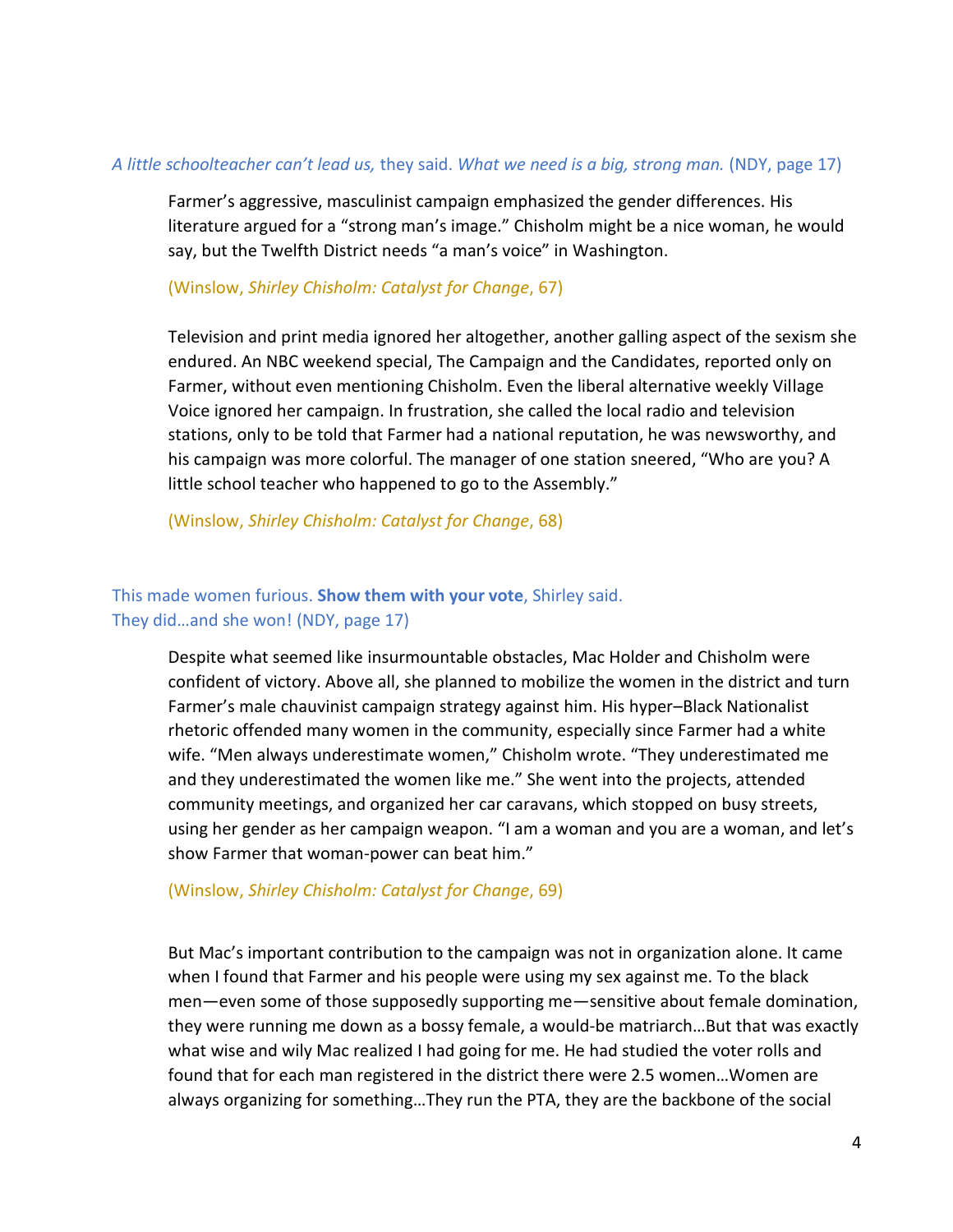*A little schoolteacher can't lead us,* they said. *What we need is a big, strong man.* (NDY, page 17)

> Farmer's aggressive, masculinist campaign emphasized the gender differences. His literature argued for a "strong man's image." Chisholm might be a nice woman, he would say, but the Twelfth District needs "a man's voice" in Washington.
>
> (Winslow, *Shirley Chisholm: Catalyst for Change*, 67)

> Television and print media ignored her altogether, another galling aspect of the sexism she endured. An NBC weekend special, The Campaign and the Candidates, reported only on Farmer, without even mentioning Chisholm. Even the liberal alternative weekly Village Voice ignored her campaign. In frustration, she called the local radio and television stations, only to be told that Farmer had a national reputation, he was newsworthy, and his campaign was more colorful. The manager of one station sneered, "Who are you? A little school teacher who happened to go to the Assembly."
>
> (Winslow, *Shirley Chisholm: Catalyst for Change*, 68)

This made women furious. **Show them with your vote**, Shirley said.
They did…and she won! (NDY, page 17)

> Despite what seemed like insurmountable obstacles, Mac Holder and Chisholm were confident of victory. Above all, she planned to mobilize the women in the district and turn Farmer's male chauvinist campaign strategy against him. His hyper–Black Nationalist rhetoric offended many women in the community, especially since Farmer had a white wife. "Men always underestimate women," Chisholm wrote. "They underestimated me and they underestimated the women like me." She went into the projects, attended community meetings, and organized her car caravans, which stopped on busy streets, using her gender as her campaign weapon. "I am a woman and you are a woman, and let's show Farmer that woman-power can beat him."
>
> (Winslow, *Shirley Chisholm: Catalyst for Change*, 69)

> But Mac's important contribution to the campaign was not in organization alone. It came when I found that Farmer and his people were using my sex against me. To the black men—even some of those supposedly supporting me—sensitive about female domination, they were running me down as a bossy female, a would-be matriarch…But that was exactly what wise and wily Mac realized I had going for me. He had studied the voter rolls and found that for each man registered in the district there were 2.5 women…Women are always organizing for something…They run the PTA, they are the backbone of the social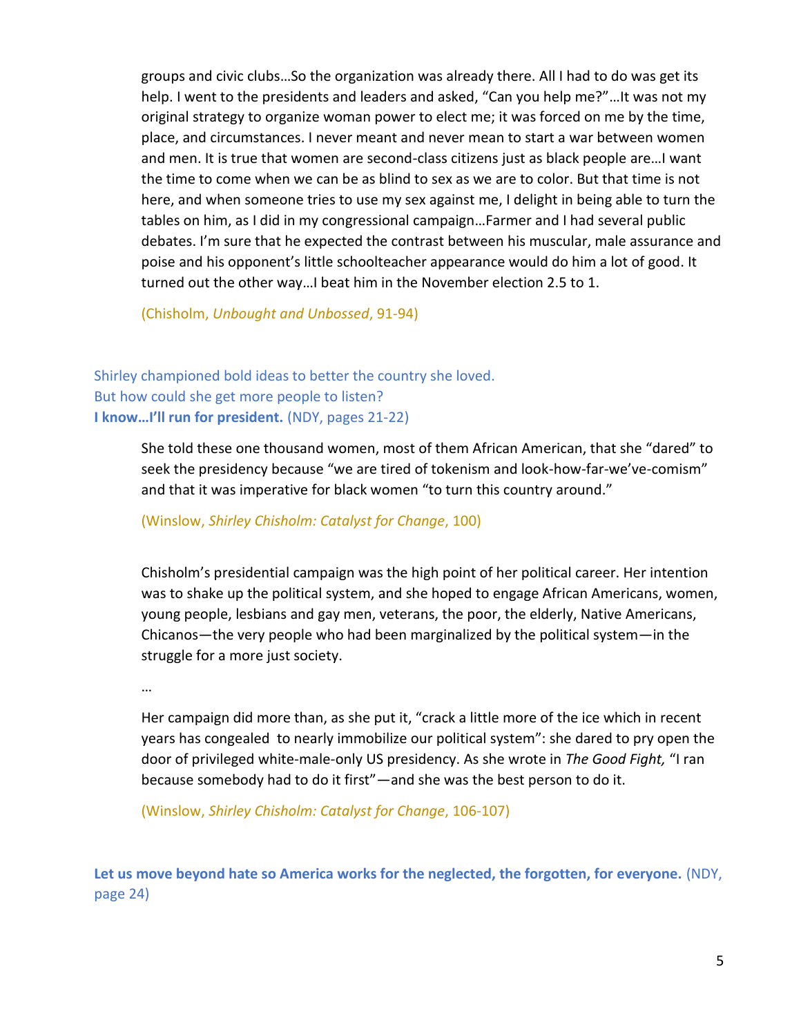> groups and civic clubs…So the organization was already there. All I had to do was get its help. I went to the presidents and leaders and asked, "Can you help me?"…It was not my original strategy to organize woman power to elect me; it was forced on me by the time, place, and circumstances. I never meant and never mean to start a war between women and men. It is true that women are second-class citizens just as black people are…I want the time to come when we can be as blind to sex as we are to color. But that time is not here, and when someone tries to use my sex against me, I delight in being able to turn the tables on him, as I did in my congressional campaign…Farmer and I had several public debates. I'm sure that he expected the contrast between his muscular, male assurance and poise and his opponent's little schoolteacher appearance would do him a lot of good. It turned out the other way…I beat him in the November election 2.5 to 1.
>
> (Chisholm, *Unbought and Unbossed*, 91-94)

Shirley championed bold ideas to better the country she loved.
But how could she get more people to listen?
**I know…I'll run for president.** (NDY, pages 21-22)

> She told these one thousand women, most of them African American, that she "dared" to seek the presidency because "we are tired of tokenism and look-how-far-we've-comism" and that it was imperative for black women "to turn this country around."
>
> (Winslow, *Shirley Chisholm: Catalyst for Change*, 100)

> Chisholm's presidential campaign was the high point of her political career. Her intention was to shake up the political system, and she hoped to engage African Americans, women, young people, lesbians and gay men, veterans, the poor, the elderly, Native Americans, Chicanos—the very people who had been marginalized by the political system—in the struggle for a more just society.
>
> …
>
> Her campaign did more than, as she put it, "crack a little more of the ice which in recent years has congealed to nearly immobilize our political system": she dared to pry open the door of privileged white-male-only US presidency. As she wrote in *The Good Fight,* "I ran because somebody had to do it first"—and she was the best person to do it.
>
> (Winslow, *Shirley Chisholm: Catalyst for Change*, 106-107)

**Let us move beyond hate so America works for the neglected, the forgotten, for everyone.** (NDY, page 24)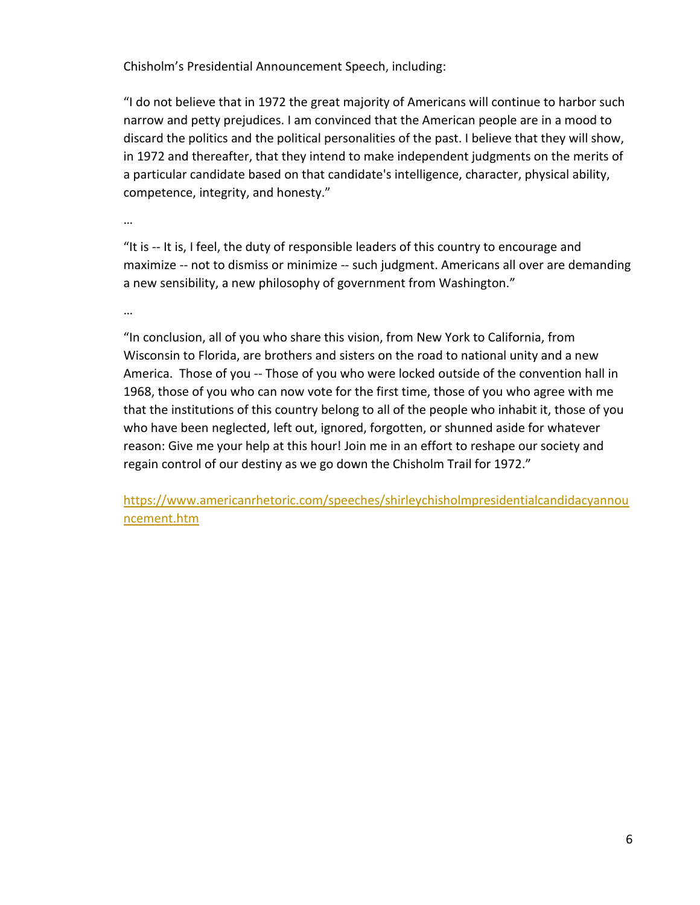Chisholm's Presidential Announcement Speech, including:

"I do not believe that in 1972 the great majority of Americans will continue to harbor such narrow and petty prejudices. I am convinced that the American people are in a mood to discard the politics and the political personalities of the past. I believe that they will show, in 1972 and thereafter, that they intend to make independent judgments on the merits of a particular candidate based on that candidate's intelligence, character, physical ability, competence, integrity, and honesty."

…

"It is -- It is, I feel, the duty of responsible leaders of this country to encourage and maximize -- not to dismiss or minimize -- such judgment. Americans all over are demanding a new sensibility, a new philosophy of government from Washington."

…

"In conclusion, all of you who share this vision, from New York to California, from Wisconsin to Florida, are brothers and sisters on the road to national unity and a new America. Those of you -- Those of you who were locked outside of the convention hall in 1968, those of you who can now vote for the first time, those of you who agree with me that the institutions of this country belong to all of the people who inhabit it, those of you who have been neglected, left out, ignored, forgotten, or shunned aside for whatever reason: Give me your help at this hour! Join me in an effort to reshape our society and regain control of our destiny as we go down the Chisholm Trail for 1972."

https://www.americanrhetoric.com/speeches/shirleychisholmpresidentialcandidacyannouncement.htm